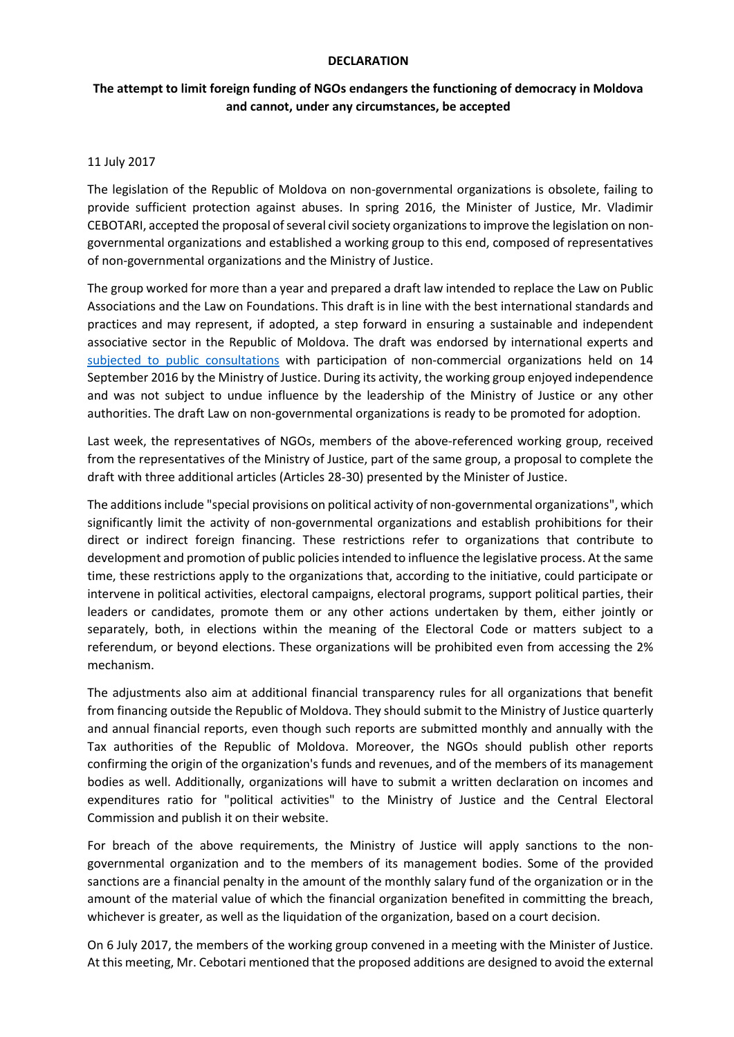**DECLARATION**

**The attempt to limit foreign funding of NGOs endangers the functioning of democracy in Moldova and cannot, under any circumstances, be accepted**

11 July 2017

The legislation of the Republic of Moldova on non-governmental organizations is obsolete, failing to provide sufficient protection against abuses. In spring 2016, the Minister of Justice, Mr. Vladimir CEBOTARI, accepted the proposal of several civil society organizations to improve the legislation on non-governmental organizations and established a working group to this end, composed of representatives of non-governmental organizations and the Ministry of Justice.

The group worked for more than a year and prepared a draft law intended to replace the Law on Public Associations and the Law on Foundations. This draft is in line with the best international standards and practices and may represent, if adopted, a step forward in ensuring a sustainable and independent associative sector in the Republic of Moldova. The draft was endorsed by international experts and subjected to public consultations with participation of non-commercial organizations held on 14 September 2016 by the Ministry of Justice. During its activity, the working group enjoyed independence and was not subject to undue influence by the leadership of the Ministry of Justice or any other authorities. The draft Law on non-governmental organizations is ready to be promoted for adoption.

Last week, the representatives of NGOs, members of the above-referenced working group, received from the representatives of the Ministry of Justice, part of the same group, a proposal to complete the draft with three additional articles (Articles 28-30) presented by the Minister of Justice.

The additions include "special provisions on political activity of non-governmental organizations", which significantly limit the activity of non-governmental organizations and establish prohibitions for their direct or indirect foreign financing. These restrictions refer to organizations that contribute to development and promotion of public policies intended to influence the legislative process. At the same time, these restrictions apply to the organizations that, according to the initiative, could participate or intervene in political activities, electoral campaigns, electoral programs, support political parties, their leaders or candidates, promote them or any other actions undertaken by them, either jointly or separately, both, in elections within the meaning of the Electoral Code or matters subject to a referendum, or beyond elections. These organizations will be prohibited even from accessing the 2% mechanism.

The adjustments also aim at additional financial transparency rules for all organizations that benefit from financing outside the Republic of Moldova. They should submit to the Ministry of Justice quarterly and annual financial reports, even though such reports are submitted monthly and annually with the Tax authorities of the Republic of Moldova. Moreover, the NGOs should publish other reports confirming the origin of the organization's funds and revenues, and of the members of its management bodies as well. Additionally, organizations will have to submit a written declaration on incomes and expenditures ratio for "political activities" to the Ministry of Justice and the Central Electoral Commission and publish it on their website.

For breach of the above requirements, the Ministry of Justice will apply sanctions to the non-governmental organization and to the members of its management bodies. Some of the provided sanctions are a financial penalty in the amount of the monthly salary fund of the organization or in the amount of the material value of which the financial organization benefited in committing the breach, whichever is greater, as well as the liquidation of the organization, based on a court decision.

On 6 July 2017, the members of the working group convened in a meeting with the Minister of Justice. At this meeting, Mr. Cebotari mentioned that the proposed additions are designed to avoid the external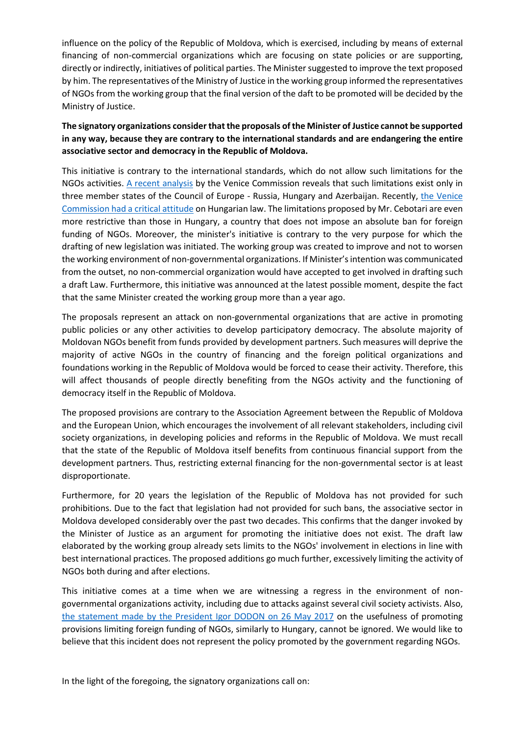influence on the policy of the Republic of Moldova, which is exercised, including by means of external financing of non-commercial organizations which are focusing on state policies or are supporting, directly or indirectly, initiatives of political parties. The Minister suggested to improve the text proposed by him. The representatives of the Ministry of Justice in the working group informed the representatives of NGOs from the working group that the final version of the daft to be promoted will be decided by the Ministry of Justice.

**The signatory organizations consider that the proposals of the Minister of Justice cannot be supported in any way, because they are contrary to the international standards and are endangering the entire associative sector and democracy in the Republic of Moldova.**

This initiative is contrary to the international standards, which do not allow such limitations for the NGOs activities. A recent analysis by the Venice Commission reveals that such limitations exist only in three member states of the Council of Europe - Russia, Hungary and Azerbaijan. Recently, the Venice Commission had a critical attitude on Hungarian law. The limitations proposed by Mr. Cebotari are even more restrictive than those in Hungary, a country that does not impose an absolute ban for foreign funding of NGOs. Moreover, the minister's initiative is contrary to the very purpose for which the drafting of new legislation was initiated. The working group was created to improve and not to worsen the working environment of non-governmental organizations. If Minister's intention was communicated from the outset, no non-commercial organization would have accepted to get involved in drafting such a draft Law. Furthermore, this initiative was announced at the latest possible moment, despite the fact that the same Minister created the working group more than a year ago.

The proposals represent an attack on non-governmental organizations that are active in promoting public policies or any other activities to develop participatory democracy. The absolute majority of Moldovan NGOs benefit from funds provided by development partners. Such measures will deprive the majority of active NGOs in the country of financing and the foreign political organizations and foundations working in the Republic of Moldova would be forced to cease their activity. Therefore, this will affect thousands of people directly benefiting from the NGOs activity and the functioning of democracy itself in the Republic of Moldova.

The proposed provisions are contrary to the Association Agreement between the Republic of Moldova and the European Union, which encourages the involvement of all relevant stakeholders, including civil society organizations, in developing policies and reforms in the Republic of Moldova. We must recall that the state of the Republic of Moldova itself benefits from continuous financial support from the development partners. Thus, restricting external financing for the non-governmental sector is at least disproportionate.

Furthermore, for 20 years the legislation of the Republic of Moldova has not provided for such prohibitions. Due to the fact that legislation had not provided for such bans, the associative sector in Moldova developed considerably over the past two decades. This confirms that the danger invoked by the Minister of Justice as an argument for promoting the initiative does not exist. The draft law elaborated by the working group already sets limits to the NGOs' involvement in elections in line with best international practices. The proposed additions go much further, excessively limiting the activity of NGOs both during and after elections.

This initiative comes at a time when we are witnessing a regress in the environment of non-governmental organizations activity, including due to attacks against several civil society activists. Also, the statement made by the President Igor DODON on 26 May 2017 on the usefulness of promoting provisions limiting foreign funding of NGOs, similarly to Hungary, cannot be ignored. We would like to believe that this incident does not represent the policy promoted by the government regarding NGOs.

In the light of the foregoing, the signatory organizations call on: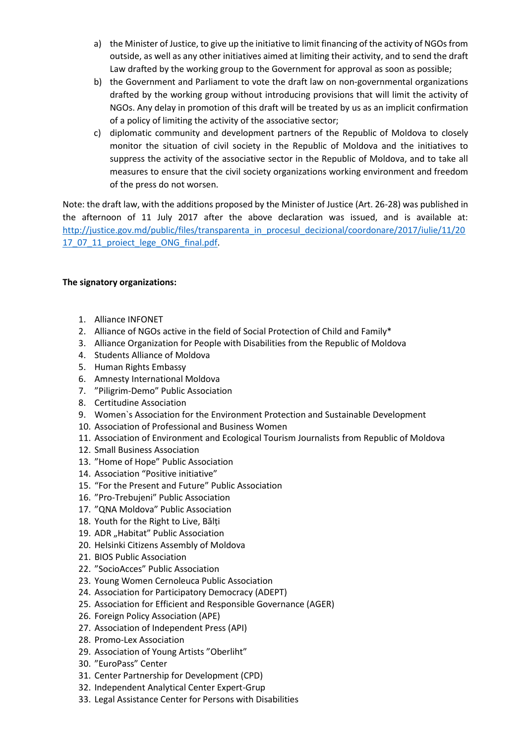a) the Minister of Justice, to give up the initiative to limit financing of the activity of NGOs from outside, as well as any other initiatives aimed at limiting their activity, and to send the draft Law drafted by the working group to the Government for approval as soon as possible;
b) the Government and Parliament to vote the draft law on non-governmental organizations drafted by the working group without introducing provisions that will limit the activity of NGOs. Any delay in promotion of this draft will be treated by us as an implicit confirmation of a policy of limiting the activity of the associative sector;
c) diplomatic community and development partners of the Republic of Moldova to closely monitor the situation of civil society in the Republic of Moldova and the initiatives to suppress the activity of the associative sector in the Republic of Moldova, and to take all measures to ensure that the civil society organizations working environment and freedom of the press do not worsen.

Note: the draft law, with the additions proposed by the Minister of Justice (Art. 26-28) was published in the afternoon of 11 July 2017 after the above declaration was issued, and is available at: [http://justice.gov.md/public/files/transparenta_in_procesul_decizional/coordonare/2017/iulie/11/2017_07_11_proiect_lege_ONG_final.pdf](http://justice.gov.md/public/files/transparenta_in_procesul_decizional/coordonare/2017/iulie/11/2017_07_11_proiect_lege_ONG_final.pdf).

**The signatory organizations:**

1. Alliance INFONET
2. Alliance of NGOs active in the field of Social Protection of Child and Family*
3. Alliance Organization for People with Disabilities from the Republic of Moldova
4. Students Alliance of Moldova
5. Human Rights Embassy
6. Amnesty International Moldova
7. ”Piligrim-Demo” Public Association
8. Certitudine Association
9. Women`s Association for the Environment Protection and Sustainable Development
10. Association of Professional and Business Women
11. Association of Environment and Ecological Tourism Journalists from Republic of Moldova
12. Small Business Association
13. ”Home of Hope” Public Association
14. Association “Positive initiative”
15. “For the Present and Future” Public Association
16. ”Pro-Trebujeni” Public Association
17. ”QNA Moldova” Public Association
18. Youth for the Right to Live, Bălți
19. ADR „Habitat” Public Association
20. Helsinki Citizens Assembly of Moldova
21. BIOS Public Association
22. ”SocioAcces” Public Association
23. Young Women Cernoleuca Public Association
24. Association for Participatory Democracy (ADEPT)
25. Association for Efficient and Responsible Governance (AGER)
26. Foreign Policy Association (APE)
27. Association of Independent Press (API)
28. Promo-Lex Association
29. Association of Young Artists ”Oberliht”
30. ”EuroPass” Center
31. Center Partnership for Development (CPD)
32. Independent Analytical Center Expert-Grup
33. Legal Assistance Center for Persons with Disabilities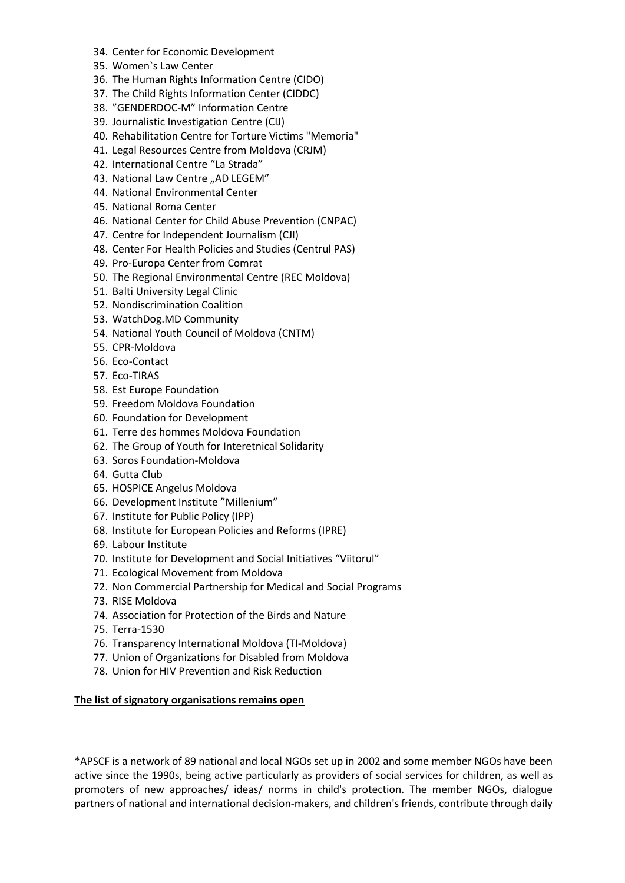34. Center for Economic Development
35. Women`s Law Center
36. The Human Rights Information Centre (CIDO)
37. The Child Rights Information Center (CIDDC)
38. ”GENDERDOC-M” Information Centre
39. Journalistic Investigation Centre (CIJ)
40. Rehabilitation Centre for Torture Victims "Memoria"
41. Legal Resources Centre from Moldova (CRJM)
42. International Centre “La Strada”
43. National Law Centre „AD LEGEM”
44. National Environmental Center
45. National Roma Center
46. National Center for Child Abuse Prevention (CNPAC)
47. Centre for Independent Journalism (CJI)
48. Center For Health Policies and Studies (Centrul PAS)
49. Pro-Europa Center from Comrat
50. The Regional Environmental Centre (REC Moldova)
51. Balti University Legal Clinic
52. Nondiscrimination Coalition
53. WatchDog.MD Community
54. National Youth Council of Moldova (CNTM)
55. CPR-Moldova
56. Eco-Contact
57. Eco-TIRAS
58. Est Europe Foundation
59. Freedom Moldova Foundation
60. Foundation for Development
61. Terre des hommes Moldova Foundation
62. The Group of Youth for Interetnical Solidarity
63. Soros Foundation-Moldova
64. Gutta Club
65. HOSPICE Angelus Moldova
66. Development Institute ”Millenium”
67. Institute for Public Policy (IPP)
68. Institute for European Policies and Reforms (IPRE)
69. Labour Institute
70. Institute for Development and Social Initiatives “Viitorul”
71. Ecological Movement from Moldova
72. Non Commercial Partnership for Medical and Social Programs
73. RISE Moldova
74. Association for Protection of the Birds and Nature
75. Terra-1530
76. Transparency International Moldova (TI-Moldova)
77. Union of Organizations for Disabled from Moldova
78. Union for HIV Prevention and Risk Reduction

**The list of signatory organisations remains open**

*APSCF is a network of 89 national and local NGOs set up in 2002 and some member NGOs have been active since the 1990s, being active particularly as providers of social services for children, as well as promoters of new approaches/ ideas/ norms in child's protection. The member NGOs, dialogue partners of national and international decision-makers, and children's friends, contribute through daily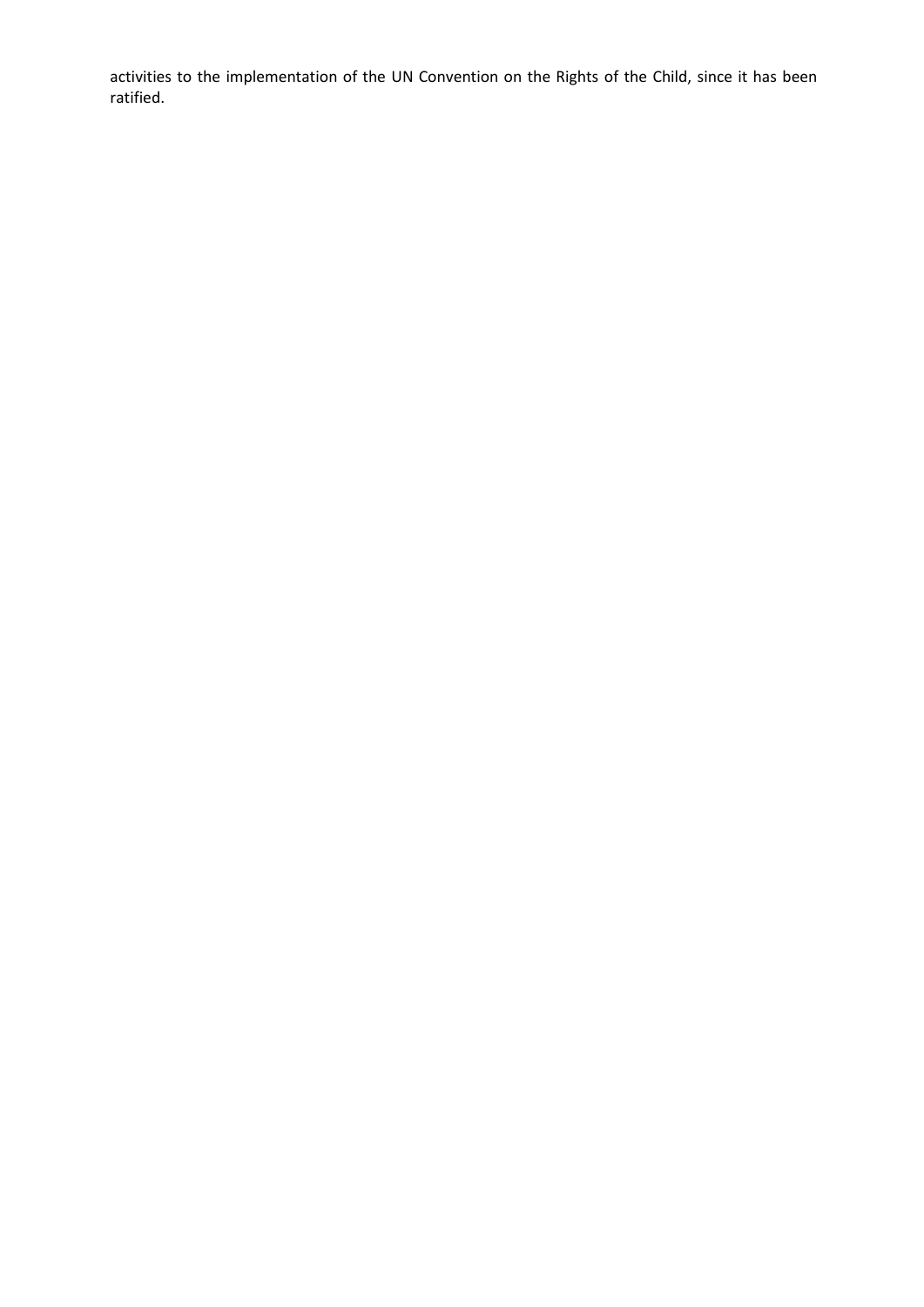activities to the implementation of the UN Convention on the Rights of the Child, since it has been ratified.